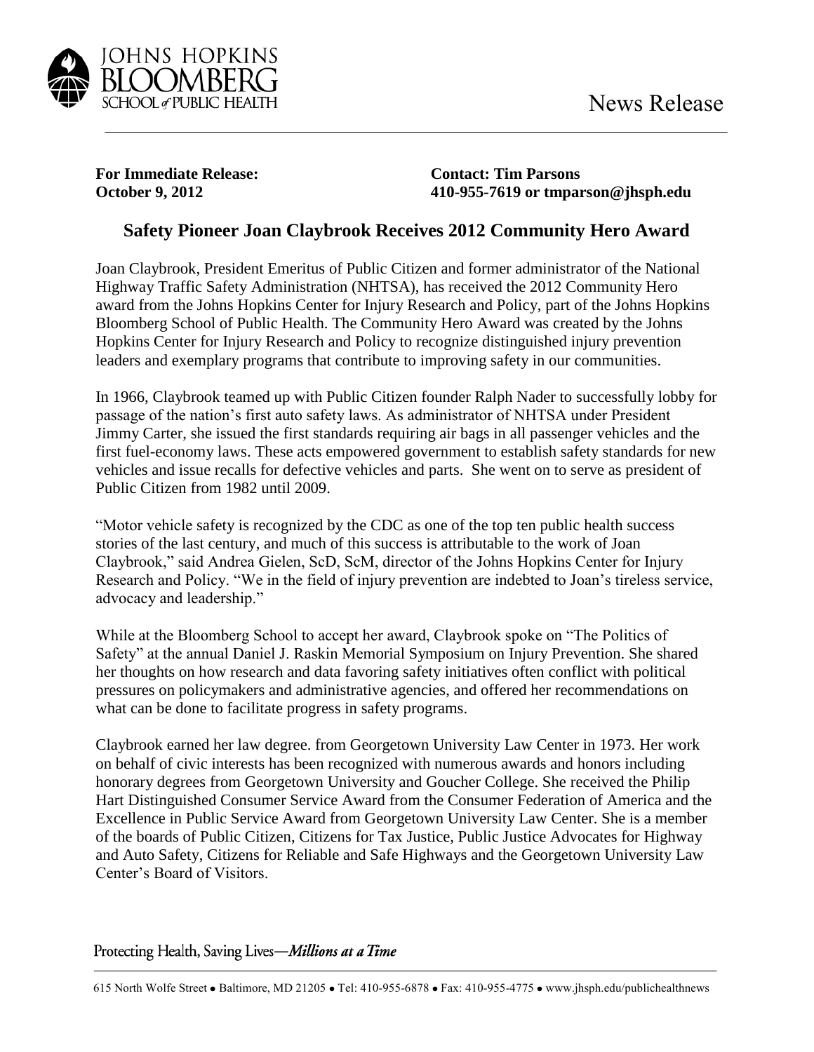JOHNS HOPKINS BLOOMBERG SCHOOL of PUBLIC HEALTH

News Release

**For Immediate Release:**
**October 9, 2012**

**Contact: Tim Parsons**
**410-955-7619 or tmparson@jhsph.edu**

## Safety Pioneer Joan Claybrook Receives 2012 Community Hero Award

Joan Claybrook, President Emeritus of Public Citizen and former administrator of the National Highway Traffic Safety Administration (NHTSA), has received the 2012 Community Hero award from the Johns Hopkins Center for Injury Research and Policy, part of the Johns Hopkins Bloomberg School of Public Health. The Community Hero Award was created by the Johns Hopkins Center for Injury Research and Policy to recognize distinguished injury prevention leaders and exemplary programs that contribute to improving safety in our communities.

In 1966, Claybrook teamed up with Public Citizen founder Ralph Nader to successfully lobby for passage of the nation's first auto safety laws. As administrator of NHTSA under President Jimmy Carter, she issued the first standards requiring air bags in all passenger vehicles and the first fuel-economy laws. These acts empowered government to establish safety standards for new vehicles and issue recalls for defective vehicles and parts. She went on to serve as president of Public Citizen from 1982 until 2009.

"Motor vehicle safety is recognized by the CDC as one of the top ten public health success stories of the last century, and much of this success is attributable to the work of Joan Claybrook," said Andrea Gielen, ScD, ScM, director of the Johns Hopkins Center for Injury Research and Policy. "We in the field of injury prevention are indebted to Joan's tireless service, advocacy and leadership."

While at the Bloomberg School to accept her award, Claybrook spoke on "The Politics of Safety" at the annual Daniel J. Raskin Memorial Symposium on Injury Prevention. She shared her thoughts on how research and data favoring safety initiatives often conflict with political pressures on policymakers and administrative agencies, and offered her recommendations on what can be done to facilitate progress in safety programs.

Claybrook earned her law degree. from Georgetown University Law Center in 1973. Her work on behalf of civic interests has been recognized with numerous awards and honors including honorary degrees from Georgetown University and Goucher College. She received the Philip Hart Distinguished Consumer Service Award from the Consumer Federation of America and the Excellence in Public Service Award from Georgetown University Law Center. She is a member of the boards of Public Citizen, Citizens for Tax Justice, Public Justice Advocates for Highway and Auto Safety, Citizens for Reliable and Safe Highways and the Georgetown University Law Center's Board of Visitors.

Protecting Health, Saving Lives—*Millions at a Time*

615 North Wolfe Street • Baltimore, MD 21205 • Tel: 410-955-6878 • Fax: 410-955-4775 • www.jhsph.edu/publichealthnews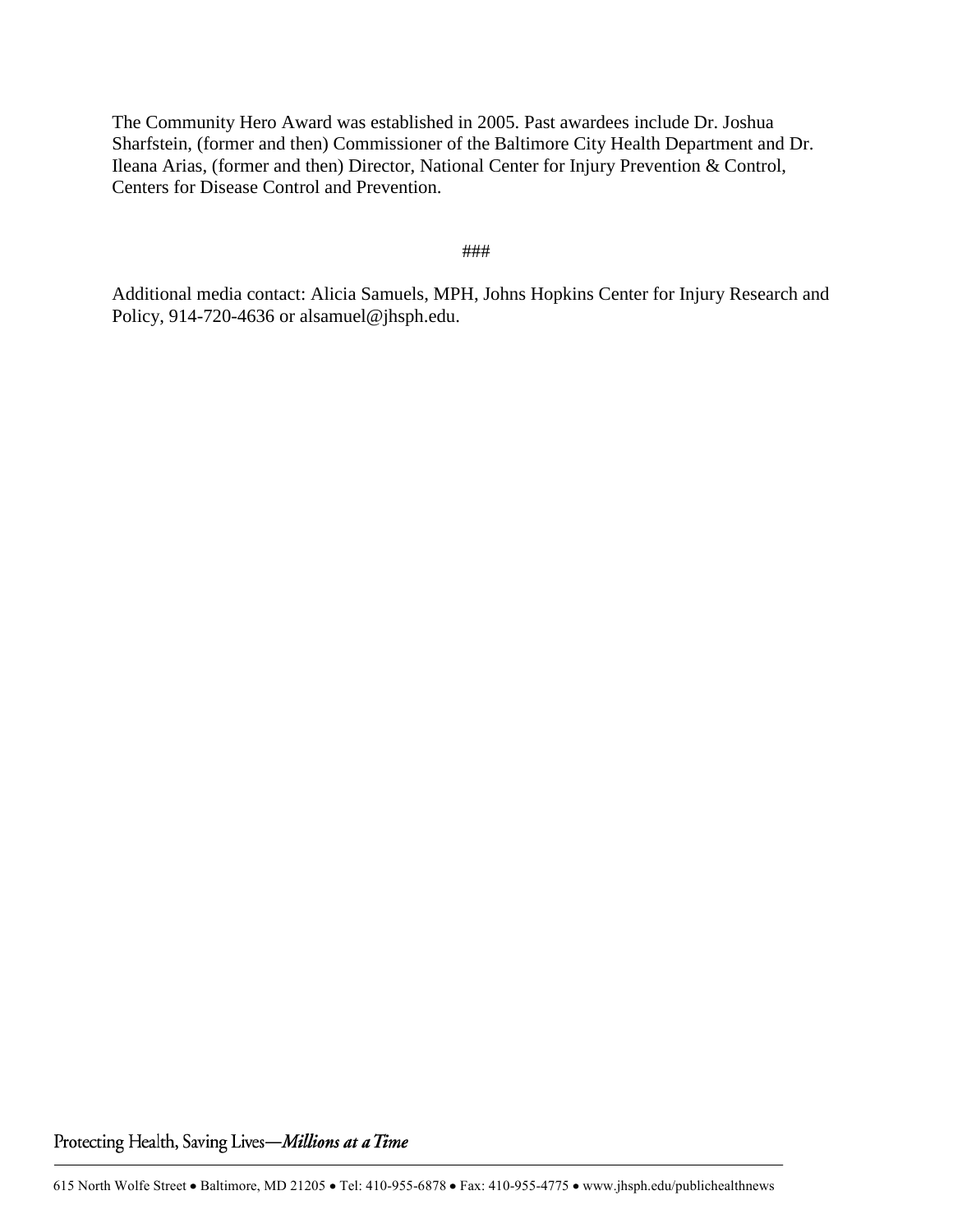The Community Hero Award was established in 2005. Past awardees include Dr. Joshua Sharfstein, (former and then) Commissioner of the Baltimore City Health Department and Dr. Ileana Arias, (former and then) Director, National Center for Injury Prevention & Control, Centers for Disease Control and Prevention.

###

Additional media contact: Alicia Samuels, MPH, Johns Hopkins Center for Injury Research and Policy, 914-720-4636 or alsamuel@jhsph.edu.